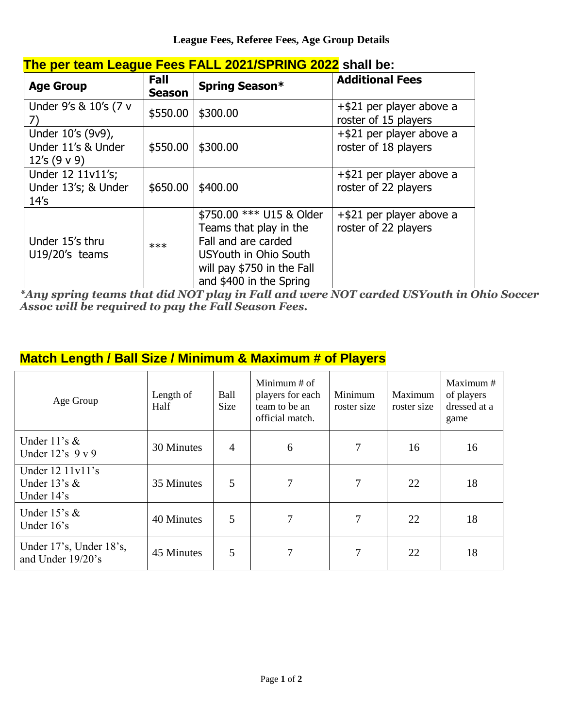# League Fees, Referee Fees, Age Group Details

## The per team League Fees FALL 2021/SPRING 2022 shall be:

| Age Group | Fall Season | Spring Season* | Additional Fees |
|---|---|---|---|
| Under 9's & 10's (7 v 7) | $550.00 | $300.00 | +$21 per player above a roster of 15 players |
| Under 10's (9v9), Under 11's & Under 12's (9 v 9) | $550.00 | $300.00 | +$21 per player above a roster of 18 players |
| Under 12 11v11's; Under 13's; & Under 14's | $650.00 | $400.00 | +$21 per player above a roster of 22 players |
| Under 15's thru U19/20's teams | *** | $750.00 *** U15 & Older Teams that play in the Fall and are carded USYouth in Ohio South will pay $750 in the Fall and $400 in the Spring | +$21 per player above a roster of 22 players |

***Any spring teams that did NOT play in Fall and were NOT carded USYouth in Ohio Soccer Assoc will be required to pay the Fall Season Fees.***

## Match Length / Ball Size / Minimum & Maximum # of Players

| Age Group | Length of Half | Ball Size | Minimum # of players for each team to be an official match. | Minimum roster size | Maximum roster size | Maximum # of players dressed at a game |
|---|---|---|---|---|---|---|
| Under 11's & Under 12's 9 v 9 | 30 Minutes | 4 | 6 | 7 | 16 | 16 |
| Under 12 11v11's Under 13's & Under 14's | 35 Minutes | 5 | 7 | 7 | 22 | 18 |
| Under 15's & Under 16's | 40 Minutes | 5 | 7 | 7 | 22 | 18 |
| Under 17's, Under 18's, and Under 19/20's | 45 Minutes | 5 | 7 | 7 | 22 | 18 |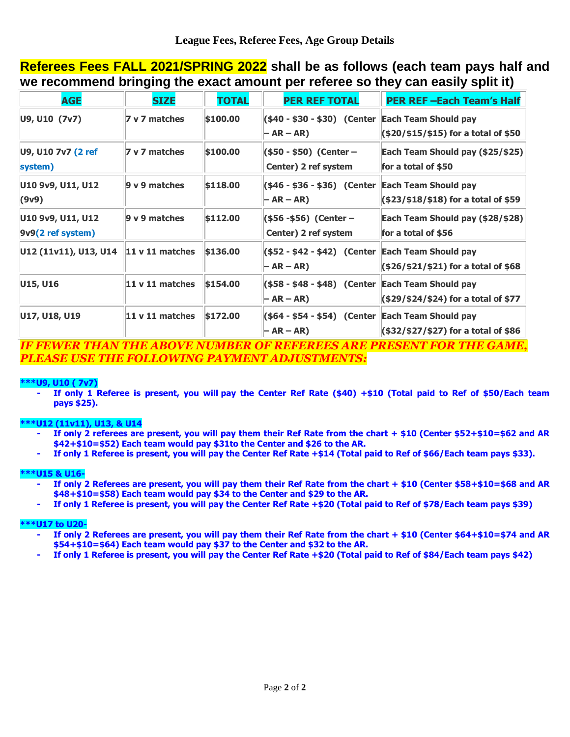# League Fees, Referee Fees, Age Group Details

## Referees Fees FALL 2021/SPRING 2022 shall be as follows (each team pays half and we recommend bringing the exact amount per referee so they can easily split it)

| AGE | SIZE | TOTAL | PER REF TOTAL | PER REF –Each Team's Half |
|---|---|---|---|---|
| U9, U10 (7v7) | 7 v 7 matches | $100.00 | ($40 - $30 - $30) (Center – AR – AR) | Each Team Should pay ($20/$15/$15) for a total of $50 |
| U9, U10 7v7 (2 ref system) | 7 v 7 matches | $100.00 | ($50 - $50) (Center – Center) 2 ref system | Each Team Should pay ($25/$25) for a total of $50 |
| U10 9v9, U11, U12 (9v9) | 9 v 9 matches | $118.00 | ($46 - $36 - $36) (Center – AR – AR) | Each Team Should pay ($23/$18/$18) for a total of $59 |
| U10 9v9, U11, U12 9v9(2 ref system) | 9 v 9 matches | $112.00 | ($56 -$56) (Center – Center) 2 ref system | Each Team Should pay ($28/$28) for a total of $56 |
| U12 (11v11), U13, U14 | 11 v 11 matches | $136.00 | ($52 - $42 - $42) (Center – AR – AR) | Each Team Should pay ($26/$21/$21) for a total of $68 |
| U15, U16 | 11 v 11 matches | $154.00 | ($58 - $48 - $48) (Center – AR – AR) | Each Team Should pay ($29/$24/$24) for a total of $77 |
| U17, U18, U19 | 11 v 11 matches | $172.00 | ($64 - $54 - $54) (Center – AR – AR) | Each Team Should pay ($32/$27/$27) for a total of $86 |

***IF FEWER THAN THE ABOVE NUMBER OF REFEREES ARE PRESENT FOR THE GAME, PLEASE USE THE FOLLOWING PAYMENT ADJUSTMENTS:***

**\*\*\*U9, U10 ( 7v7)**

- **If only 1 Referee is present, you will pay the Center Ref Rate ($40) +$10 (Total paid to Ref of $50/Each team pays $25).**

**\*\*\*U12 (11v11), U13, & U14**

- **If only 2 referees are present, you will pay them their Ref Rate from the chart + $10 (Center $52+$10=$62 and AR $42+$10=$52) Each team would pay $31to the Center and $26 to the AR.**
- **If only 1 Referee is present, you will pay the Center Ref Rate +$14 (Total paid to Ref of $66/Each team pays $33).**

**\*\*\*U15 & U16-**

- **If only 2 Referees are present, you will pay them their Ref Rate from the chart + $10 (Center $58+$10=$68 and AR $48+$10=$58) Each team would pay $34 to the Center and $29 to the AR.**
- **If only 1 Referee is present, you will pay the Center Ref Rate +$20 (Total paid to Ref of $78/Each team pays $39)**

**\*\*\*U17 to U20-**

- **If only 2 Referees are present, you will pay them their Ref Rate from the chart + $10 (Center $64+$10=$74 and AR $54+$10=$64) Each team would pay $37 to the Center and $32 to the AR.**
- **If only 1 Referee is present, you will pay the Center Ref Rate +$20 (Total paid to Ref of $84/Each team pays $42)**